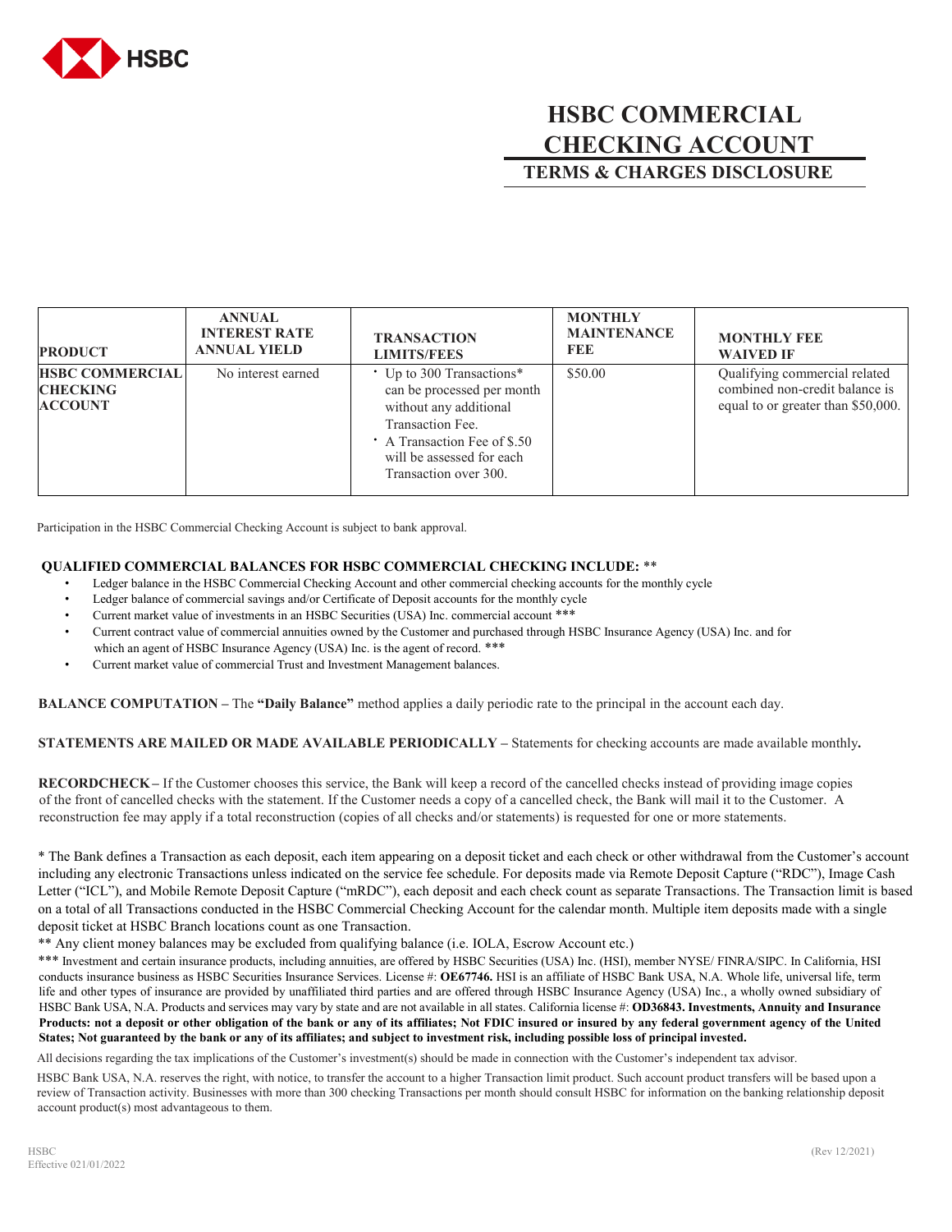# HSBC COMMERCIAL CHECKING ACCOUNT

## TERMS & CHARGES DISCLOSURE

| PRODUCT | ANNUAL INTEREST RATE ANNUAL YIELD | TRANSACTION LIMITS/FEES | MONTHLY MAINTENANCE FEE | MONTHLY FEE WAIVED IF |
|---|---|---|---|---|
| **HSBC COMMERCIAL CHECKING ACCOUNT** | No interest earned | • Up to 300 Transactions* can be processed per month without any additional Transaction Fee.<br>• A Transaction Fee of $.50 will be assessed for each Transaction over 300. | $50.00 | Qualifying commercial related combined non-credit balance is equal to or greater than $50,000. |

Participation in the HSBC Commercial Checking Account is subject to bank approval.

**QUALIFIED COMMERCIAL BALANCES FOR HSBC COMMERCIAL CHECKING INCLUDE:** **

- Ledger balance in the HSBC Commercial Checking Account and other commercial checking accounts for the monthly cycle
- Ledger balance of commercial savings and/or Certificate of Deposit accounts for the monthly cycle
- Current market value of investments in an HSBC Securities (USA) Inc. commercial account ***
- Current contract value of commercial annuities owned by the Customer and purchased through HSBC Insurance Agency (USA) Inc. and for which an agent of HSBC Insurance Agency (USA) Inc. is the agent of record. ***
- Current market value of commercial Trust and Investment Management balances.

**BALANCE COMPUTATION –** The **"Daily Balance"** method applies a daily periodic rate to the principal in the account each day.

**STATEMENTS ARE MAILED OR MADE AVAILABLE PERIODICALLY –** Statements for checking accounts are made available monthly**.**

**RECORDCHECK –** If the Customer chooses this service, the Bank will keep a record of the cancelled checks instead of providing image copies of the front of cancelled checks with the statement. If the Customer needs a copy of a cancelled check, the Bank will mail it to the Customer. A reconstruction fee may apply if a total reconstruction (copies of all checks and/or statements) is requested for one or more statements.

* The Bank defines a Transaction as each deposit, each item appearing on a deposit ticket and each check or other withdrawal from the Customer's account including any electronic Transactions unless indicated on the service fee schedule. For deposits made via Remote Deposit Capture ("RDC"), Image Cash Letter ("ICL"), and Mobile Remote Deposit Capture ("mRDC"), each deposit and each check count as separate Transactions. The Transaction limit is based on a total of all Transactions conducted in the HSBC Commercial Checking Account for the calendar month. Multiple item deposits made with a single deposit ticket at HSBC Branch locations count as one Transaction.

** Any client money balances may be excluded from qualifying balance (i.e. IOLA, Escrow Account etc.)

*** Investment and certain insurance products, including annuities, are offered by HSBC Securities (USA) Inc. (HSI), member NYSE/ FINRA/SIPC. In California, HSI conducts insurance business as HSBC Securities Insurance Services. License #: **OE67746.** HSI is an affiliate of HSBC Bank USA, N.A. Whole life, universal life, term life and other types of insurance are provided by unaffiliated third parties and are offered through HSBC Insurance Agency (USA) Inc., a wholly owned subsidiary of HSBC Bank USA, N.A. Products and services may vary by state and are not available in all states. California license #: **OD36843. Investments, Annuity and Insurance Products: not a deposit or other obligation of the bank or any of its affiliates; Not FDIC insured or insured by any federal government agency of the United States; Not guaranteed by the bank or any of its affiliates; and subject to investment risk, including possible loss of principal invested.**

All decisions regarding the tax implications of the Customer's investment(s) should be made in connection with the Customer's independent tax advisor.

HSBC Bank USA, N.A. reserves the right, with notice, to transfer the account to a higher Transaction limit product. Such account product transfers will be based upon a review of Transaction activity. Businesses with more than 300 checking Transactions per month should consult HSBC for information on the banking relationship deposit account product(s) most advantageous to them.

HSBC
Effective 021/01/2022

(Rev 12/2021)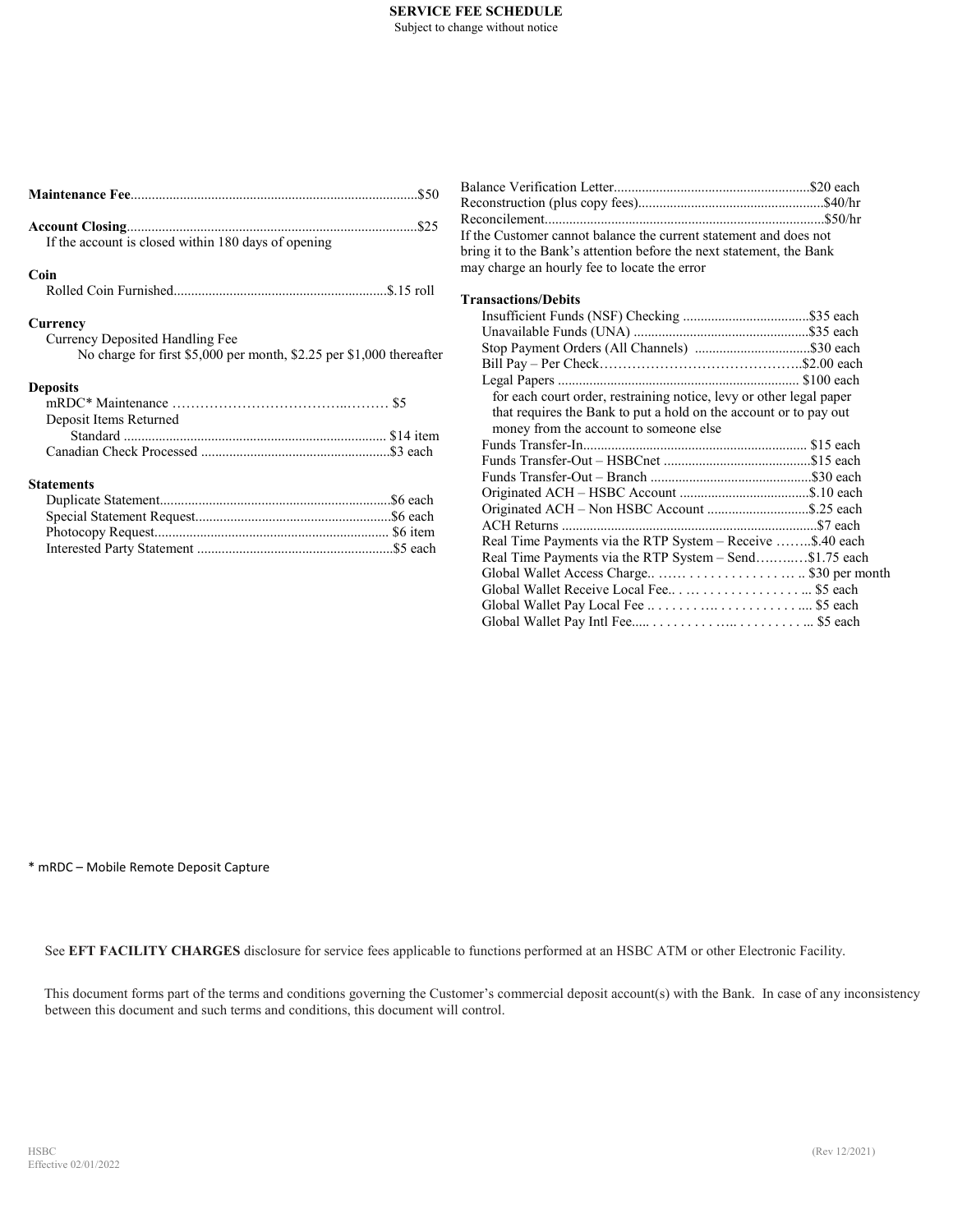# SERVICE FEE SCHEDULE

Subject to change without notice

**Maintenance Fee**................................................................................$50

**Account Closing**..................................................................................$25
If the account is closed within 180 days of opening

**Coin**

Rolled Coin Furnished............................................................$.15 roll

**Currency**

Currency Deposited Handling Fee
No charge for first $5,000 per month, $2.25 per $1,000 thereafter

**Deposits**

mRDC* Maintenance ……………………………..……… $5
Deposit Items Returned
Standard ......................................................................... $14 item
Canadian Check Processed .....................................................$3 each

**Statements**

Duplicate Statement.................................................................$6 each
Special Statement Request.......................................................$6 each
Photocopy Request.................................................................. $6 item
Interested Party Statement .......................................................$5 each

Balance Verification Letter.......................................................$20 each
Reconstruction (plus copy fees)....................................................$40/hr
Reconcilement...............................................................................$50/hr
If the Customer cannot balance the current statement and does not bring it to the Bank's attention before the next statement, the Bank may charge an hourly fee to locate the error

**Transactions/Debits**

Insufficient Funds (NSF) Checking ...................................$35 each
Unavailable Funds (UNA) .................................................$35 each
Stop Payment Orders (All Channels) ................................$30 each
Bill Pay – Per Check……………………………………..$2.00 each
Legal Papers ................................................................... $100 each
for each court order, restraining notice, levy or other legal paper that requires the Bank to put a hold on the account or to pay out money from the account to someone else
Funds Transfer-In............................................................... $15 each
Funds Transfer-Out – HSBCnet .........................................$15 each
Funds Transfer-Out – Branch .............................................$30 each
Originated ACH – HSBC Account ....................................$.10 each
Originated ACH – Non HSBC Account ............................$.25 each
ACH Returns ........................................................................$7 each
Real Time Payments via the RTP System – Receive ……..$.40 each
Real Time Payments via the RTP System – Send……..…$1.75 each
Global Wallet Access Charge.. …… . . . . . . . . . . . . . . . … .. $30 per month
Global Wallet Receive Local Fee.. . .. . . . . . . . . . . . . . . . ... $5 each
Global Wallet Pay Local Fee .. . . . . . . . .. . . . . . . . . . . . .... $5 each
Global Wallet Pay Intl Fee..... . . . . . . . . . .... . . . . . . . . . ... $5 each

* mRDC – Mobile Remote Deposit Capture

See **EFT FACILITY CHARGES** disclosure for service fees applicable to functions performed at an HSBC ATM or other Electronic Facility.

This document forms part of the terms and conditions governing the Customer's commercial deposit account(s) with the Bank. In case of any inconsistency between this document and such terms and conditions, this document will control.

HSBC
Effective 02/01/2022

(Rev 12/2021)